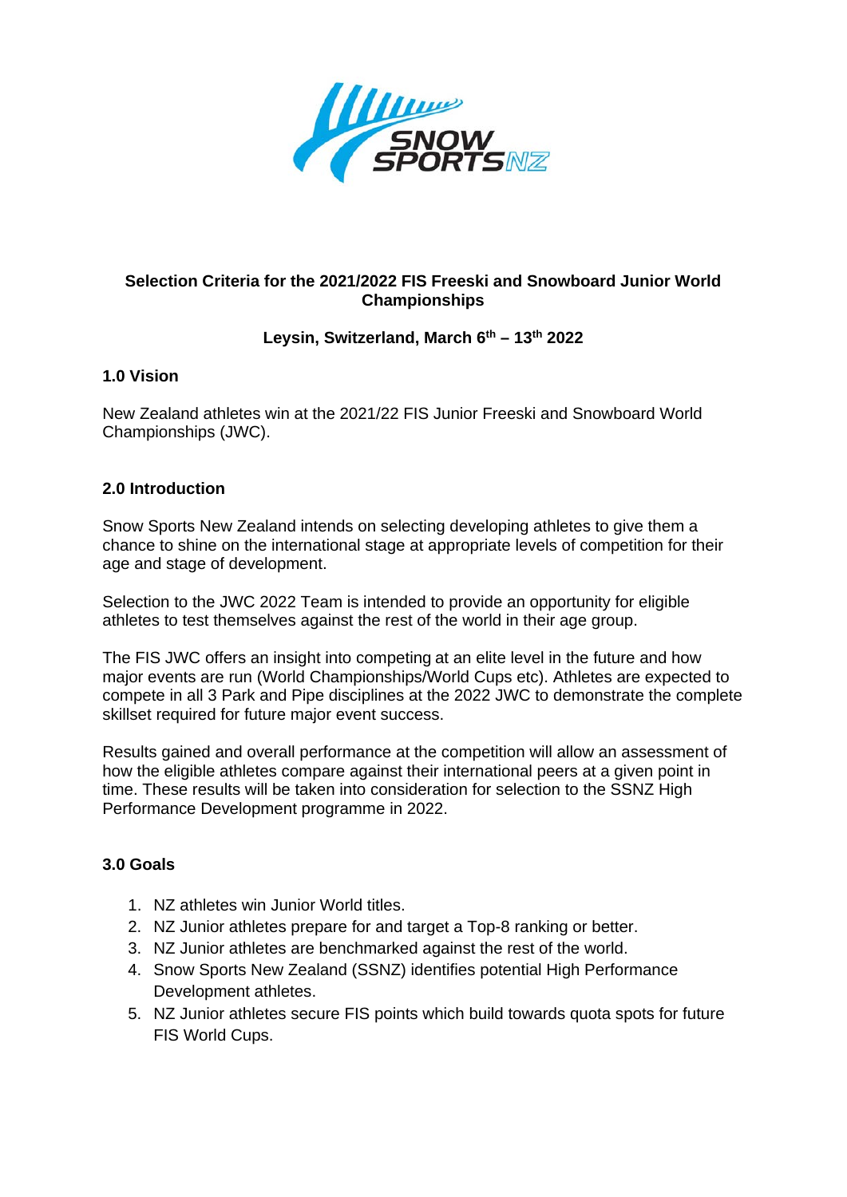# Selection Criteria for the 2021/2022 FIS Freeski and Snowboard Junior World Championships

**Leysin, Switzerland, March 6th – 13th 2022**

## 1.0 Vision

New Zealand athletes win at the 2021/22 FIS Junior Freeski and Snowboard World Championships (JWC).

## 2.0 Introduction

Snow Sports New Zealand intends on selecting developing athletes to give them a chance to shine on the international stage at appropriate levels of competition for their age and stage of development.

Selection to the JWC 2022 Team is intended to provide an opportunity for eligible athletes to test themselves against the rest of the world in their age group.

The FIS JWC offers an insight into competing at an elite level in the future and how major events are run (World Championships/World Cups etc). Athletes are expected to compete in all 3 Park and Pipe disciplines at the 2022 JWC to demonstrate the complete skillset required for future major event success.

Results gained and overall performance at the competition will allow an assessment of how the eligible athletes compare against their international peers at a given point in time. These results will be taken into consideration for selection to the SSNZ High Performance Development programme in 2022.

## 3.0 Goals

1. NZ athletes win Junior World titles.
2. NZ Junior athletes prepare for and target a Top-8 ranking or better.
3. NZ Junior athletes are benchmarked against the rest of the world.
4. Snow Sports New Zealand (SSNZ) identifies potential High Performance Development athletes.
5. NZ Junior athletes secure FIS points which build towards quota spots for future FIS World Cups.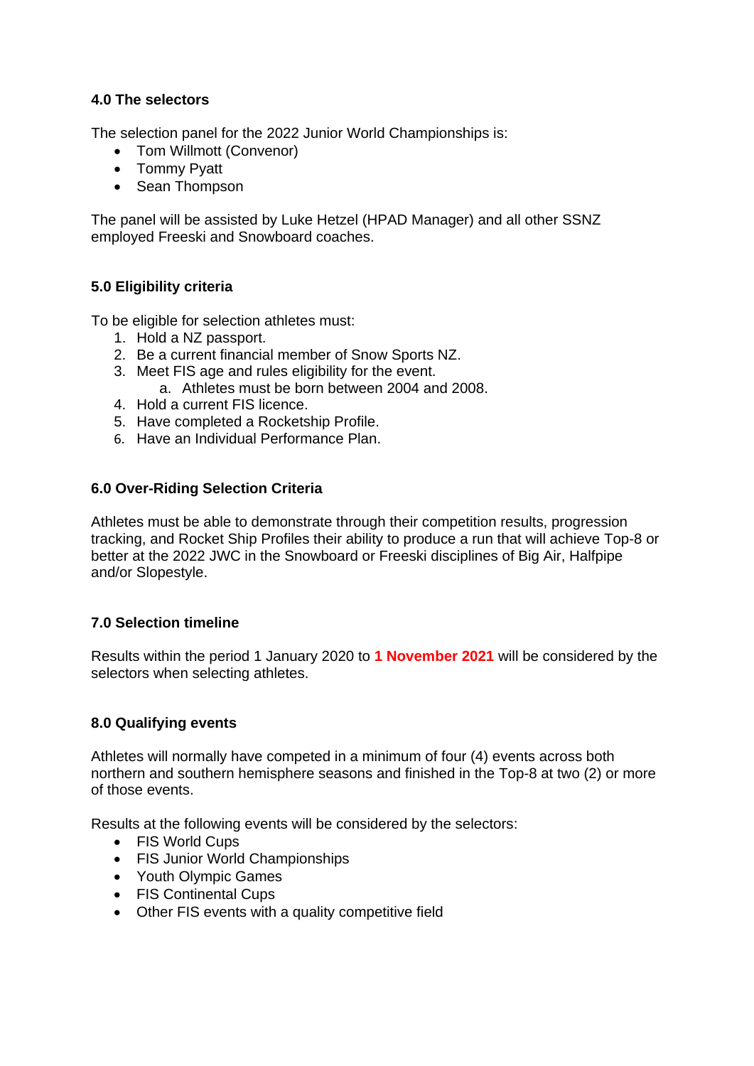### 4.0 The selectors

The selection panel for the 2022 Junior World Championships is:

- Tom Willmott (Convenor)
- Tommy Pyatt
- Sean Thompson

The panel will be assisted by Luke Hetzel (HPAD Manager) and all other SSNZ employed Freeski and Snowboard coaches.

### 5.0 Eligibility criteria

To be eligible for selection athletes must:

1. Hold a NZ passport.
2. Be a current financial member of Snow Sports NZ.
3. Meet FIS age and rules eligibility for the event.
   a. Athletes must be born between 2004 and 2008.
4. Hold a current FIS licence.
5. Have completed a Rocketship Profile.
6. Have an Individual Performance Plan.

### 6.0 Over-Riding Selection Criteria

Athletes must be able to demonstrate through their competition results, progression tracking, and Rocket Ship Profiles their ability to produce a run that will achieve Top-8 or better at the 2022 JWC in the Snowboard or Freeski disciplines of Big Air, Halfpipe and/or Slopestyle.

### 7.0 Selection timeline

Results within the period 1 January 2020 to **1 November 2021** will be considered by the selectors when selecting athletes.

### 8.0 Qualifying events

Athletes will normally have competed in a minimum of four (4) events across both northern and southern hemisphere seasons and finished in the Top-8 at two (2) or more of those events.

Results at the following events will be considered by the selectors:

- FIS World Cups
- FIS Junior World Championships
- Youth Olympic Games
- FIS Continental Cups
- Other FIS events with a quality competitive field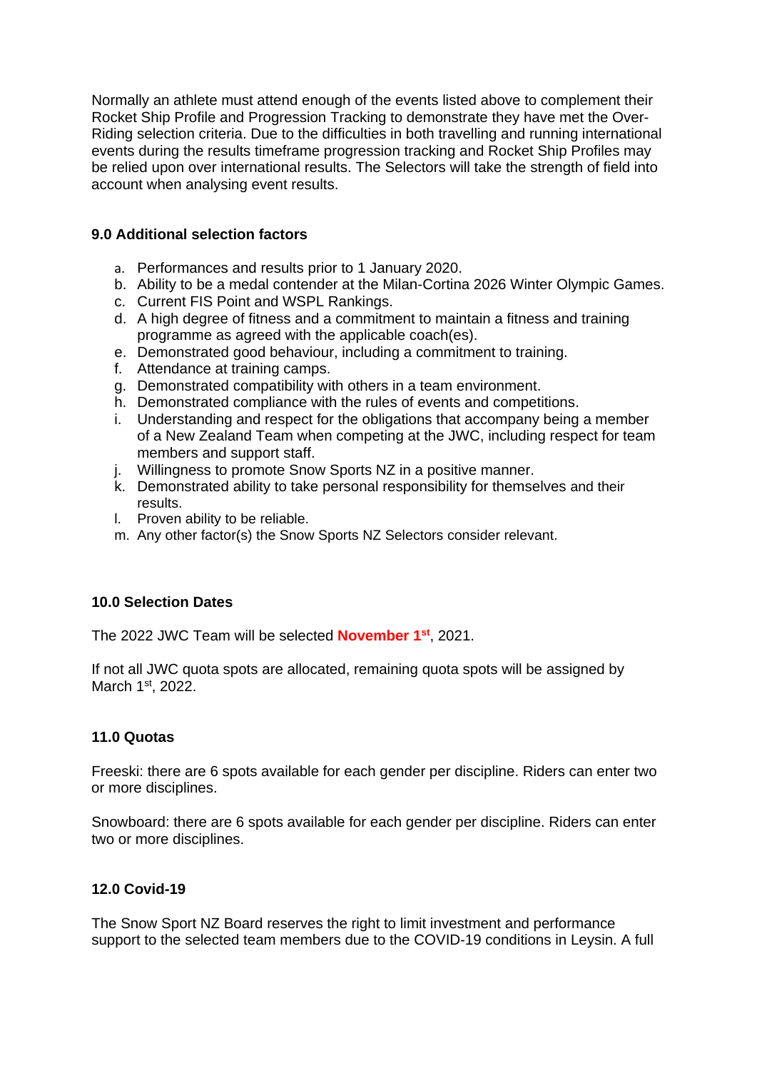Normally an athlete must attend enough of the events listed above to complement their Rocket Ship Profile and Progression Tracking to demonstrate they have met the Over-Riding selection criteria. Due to the difficulties in both travelling and running international events during the results timeframe progression tracking and Rocket Ship Profiles may be relied upon over international results. The Selectors will take the strength of field into account when analysing event results.

### 9.0 Additional selection factors

a. Performances and results prior to 1 January 2020.
b. Ability to be a medal contender at the Milan-Cortina 2026 Winter Olympic Games.
c. Current FIS Point and WSPL Rankings.
d. A high degree of fitness and a commitment to maintain a fitness and training programme as agreed with the applicable coach(es).
e. Demonstrated good behaviour, including a commitment to training.
f. Attendance at training camps.
g. Demonstrated compatibility with others in a team environment.
h. Demonstrated compliance with the rules of events and competitions.
i. Understanding and respect for the obligations that accompany being a member of a New Zealand Team when competing at the JWC, including respect for team members and support staff.
j. Willingness to promote Snow Sports NZ in a positive manner.
k. Demonstrated ability to take personal responsibility for themselves and their results.
l. Proven ability to be reliable.
m. Any other factor(s) the Snow Sports NZ Selectors consider relevant.

### 10.0 Selection Dates

The 2022 JWC Team will be selected **November 1st**, 2021.

If not all JWC quota spots are allocated, remaining quota spots will be assigned by March 1st, 2022.

### 11.0 Quotas

Freeski: there are 6 spots available for each gender per discipline. Riders can enter two or more disciplines.

Snowboard: there are 6 spots available for each gender per discipline. Riders can enter two or more disciplines.

### 12.0 Covid-19

The Snow Sport NZ Board reserves the right to limit investment and performance support to the selected team members due to the COVID-19 conditions in Leysin. A full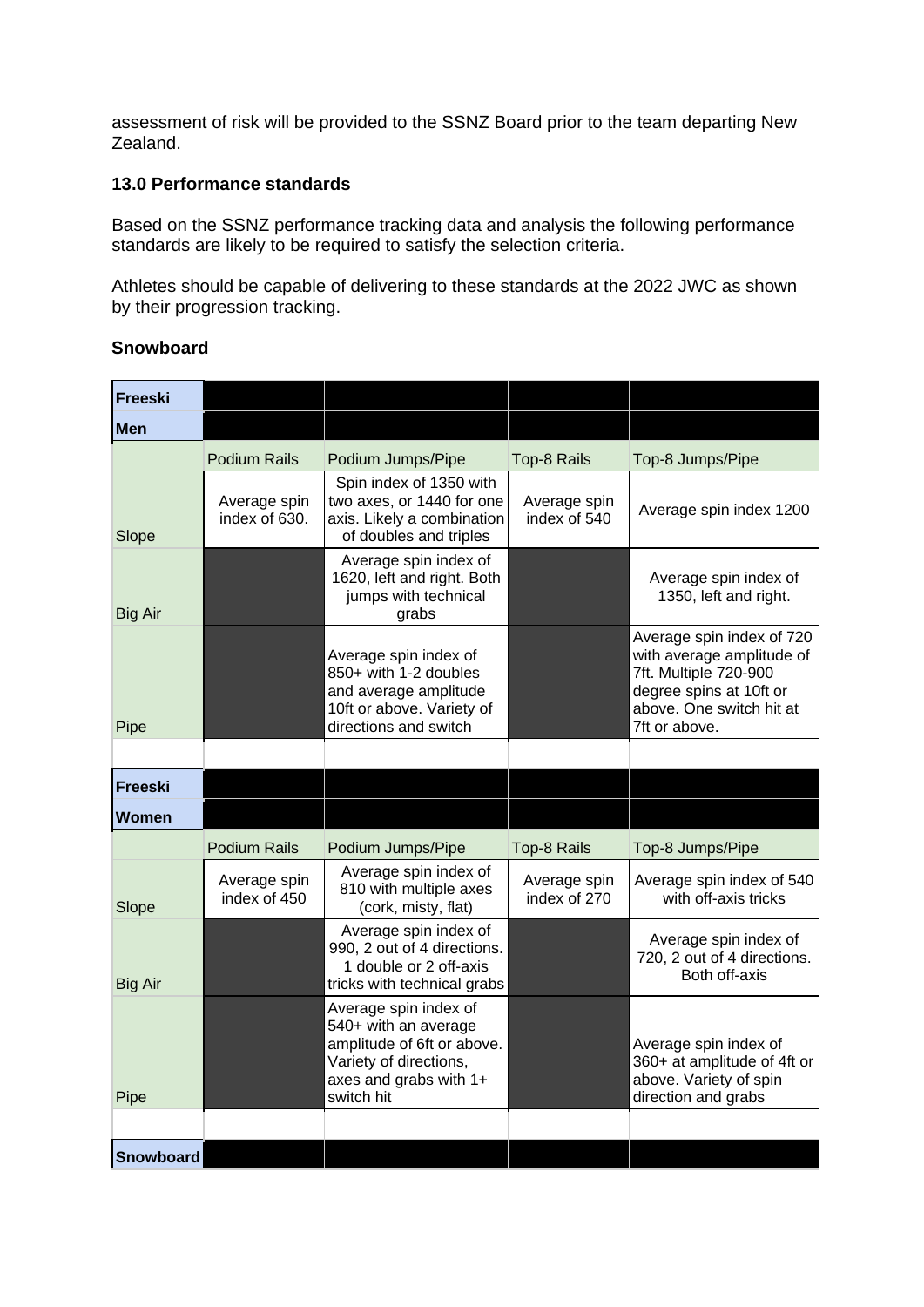assessment of risk will be provided to the SSNZ Board prior to the team departing New Zealand.

**13.0 Performance standards**

Based on the SSNZ performance tracking data and analysis the following performance standards are likely to be required to satisfy the selection criteria.

Athletes should be capable of delivering to these standards at the 2022 JWC as shown by their progression tracking.

**Snowboard**

| **Freeski** | | | | |
|---|---|---|---|---|
| **Men** | | | | |
| | Podium Rails | Podium Jumps/Pipe | Top-8 Rails | Top-8 Jumps/Pipe |
| Slope | Average spin index of 630. | Spin index of 1350 with two axes, or 1440 for one axis. Likely a combination of doubles and triples | Average spin index of 540 | Average spin index 1200 |
| Big Air | | Average spin index of 1620, left and right. Both jumps with technical grabs | | Average spin index of 1350, left and right. |
| Pipe | | Average spin index of 850+ with 1-2 doubles and average amplitude 10ft or above. Variety of directions and switch | | Average spin index of 720 with average amplitude of 7ft. Multiple 720-900 degree spins at 10ft or above. One switch hit at 7ft or above. |
| | | | | |
| **Freeski** | | | | |
| **Women** | | | | |
| | Podium Rails | Podium Jumps/Pipe | Top-8 Rails | Top-8 Jumps/Pipe |
| Slope | Average spin index of 450 | Average spin index of 810 with multiple axes (cork, misty, flat) | Average spin index of 270 | Average spin index of 540 with off-axis tricks |
| Big Air | | Average spin index of 990, 2 out of 4 directions. 1 double or 2 off-axis tricks with technical grabs | | Average spin index of 720, 2 out of 4 directions. Both off-axis |
| Pipe | | Average spin index of 540+ with an average amplitude of 6ft or above. Variety of directions, axes and grabs with 1+ switch hit | | Average spin index of 360+ at amplitude of 4ft or above. Variety of spin direction and grabs |
| | | | | |
| **Snowboard** | | | | |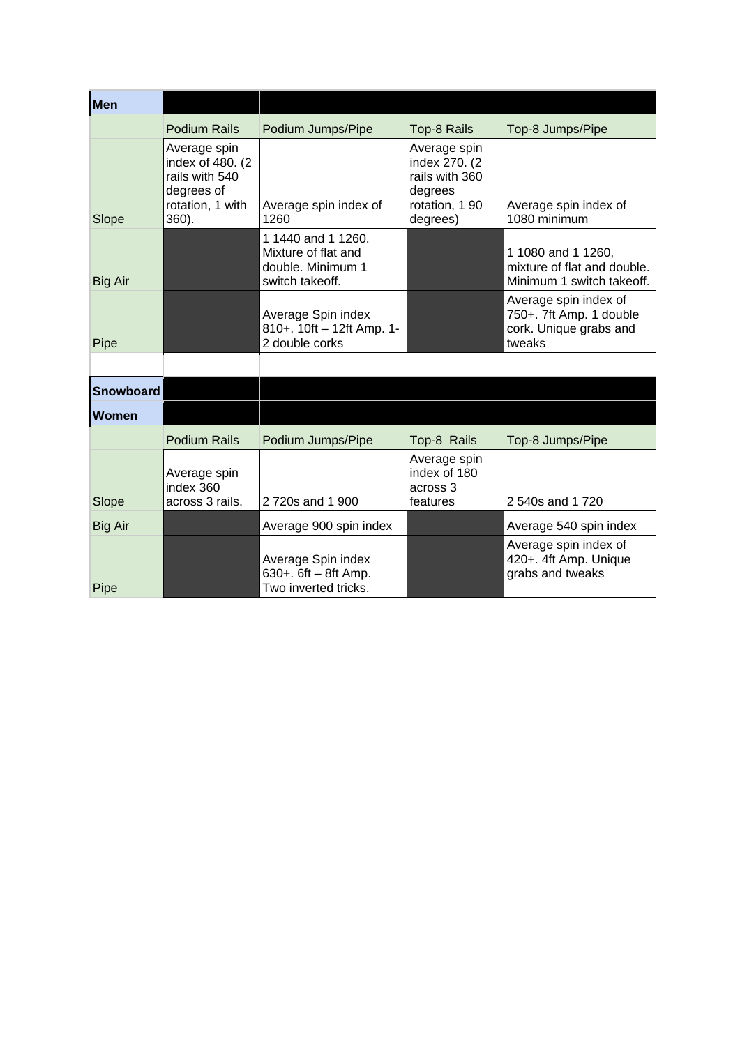| Men | | | | |
|---|---|---|---|---|
| | Podium Rails | Podium Jumps/Pipe | Top-8 Rails | Top-8 Jumps/Pipe |
| Slope | Average spin index of 480. (2 rails with 540 degrees of rotation, 1 with 360). | Average spin index of 1260 | Average spin index 270. (2 rails with 360 degrees rotation, 1 90 degrees) | Average spin index of 1080 minimum |
| Big Air | | 1 1440 and 1 1260. Mixture of flat and double. Minimum 1 switch takeoff. | | 1 1080 and 1 1260, mixture of flat and double. Minimum 1 switch takeoff. |
| Pipe | | Average Spin index 810+. 10ft – 12ft Amp. 1-2 double corks | | Average spin index of 750+. 7ft Amp. 1 double cork. Unique grabs and tweaks |

| Snowboard | | | | |
|---|---|---|---|---|
| **Women** | | | | |
| | Podium Rails | Podium Jumps/Pipe | Top-8 Rails | Top-8 Jumps/Pipe |
| Slope | Average spin index 360 across 3 rails. | 2 720s and 1 900 | Average spin index of 180 across 3 features | 2 540s and 1 720 |
| Big Air | | Average 900 spin index | | Average 540 spin index |
| Pipe | | Average Spin index 630+. 6ft – 8ft Amp. Two inverted tricks. | | Average spin index of 420+. 4ft Amp. Unique grabs and tweaks |